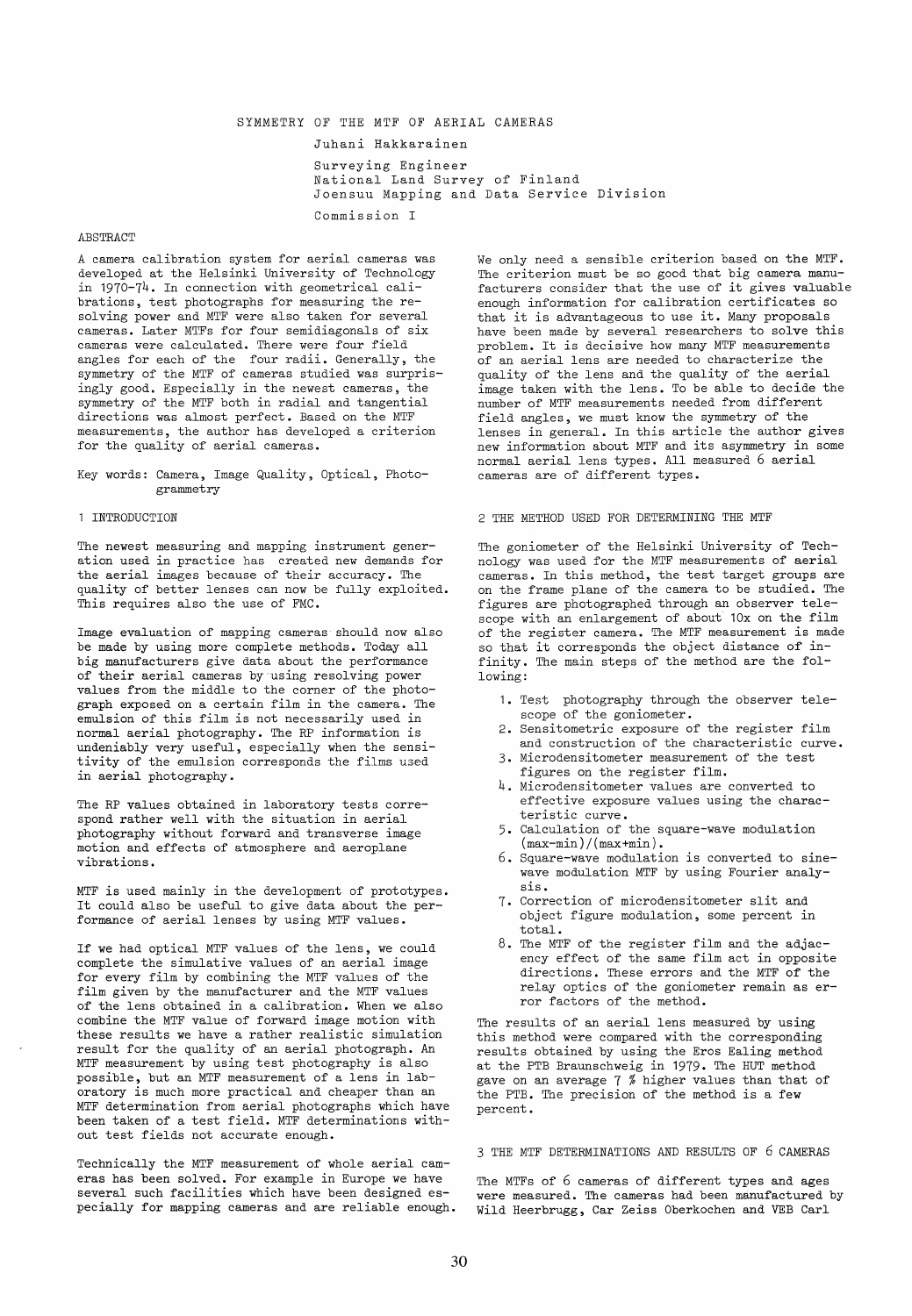# SYMMETRY OF THE MTF OF AERIAL CAMERAS

Juhani Hakkarainen

Surveying Engineer
National Land Survey of Finland
Joensuu Mapping and Data Service Division

Commission I

## ABSTRACT

A camera calibration system for aerial cameras was developed at the Helsinki University of Technology in 1970-74. In connection with geometrical calibrations, test photographs for measuring the resolving power and MTF were also taken for several cameras. Later MTFs for four semidiagonals of six cameras were calculated. There were four field angles for each of the four radii. Generally, the symmetry of the MTF of cameras studied was surprisingly good. Especially in the newest cameras, the symmetry of the MTF both in radial and tangential directions was almost perfect. Based on the MTF measurements, the author has developed a criterion for the quality of aerial cameras.

Key words: Camera, Image Quality, Optical, Photogrammetry

## 1 INTRODUCTION

The newest measuring and mapping instrument generation used in practice has created new demands for the aerial images because of their accuracy. The quality of better lenses can now be fully exploited. This requires also the use of FMC.

Image evaluation of mapping cameras should now also be made by using more complete methods. Today all big manufacturers give data about the performance of their aerial cameras by using resolving power values from the middle to the corner of the photograph exposed on a certain film in the camera. The emulsion of this film is not necessarily used in normal aerial photography. The RP information is undeniably very useful, especially when the sensitivity of the emulsion corresponds the films used in aerial photography.

The RP values obtained in laboratory tests correspond rather well with the situation in aerial photography without forward and transverse image motion and effects of atmosphere and aeroplane vibrations.

MTF is used mainly in the development of prototypes. It could also be useful to give data about the performance of aerial lenses by using MTF values.

If we had optical MTF values of the lens, we could complete the simulative values of an aerial image for every film by combining the MTF values of the film given by the manufacturer and the MTF values of the lens obtained in a calibration. When we also combine the MTF value of forward image motion with these results we have a rather realistic simulation result for the quality of an aerial photograph. An MTF measurement by using test photography is also possible, but an MTF measurement of a lens in laboratory is much more practical and cheaper than an MTF determination from aerial photographs which have been taken of a test field. MTF determinations without test fields not accurate enough.

Technically the MTF measurement of whole aerial cameras has been solved. For example in Europe we have several such facilities which have been designed especially for mapping cameras and are reliable enough. We only need a sensible criterion based on the MTF. The criterion must be so good that big camera manufacturers consider that the use of it gives valuable enough information for calibration certificates so that it is advantageous to use it. Many proposals have been made by several researchers to solve this problem. It is decisive how many MTF measurements of an aerial lens are needed to characterize the quality of the lens and the quality of the aerial image taken with the lens. To be able to decide the number of MTF measurements needed from different field angles, we must know the symmetry of the lenses in general. In this article the author gives new information about MTF and its asymmetry in some normal aerial lens types. All measured 6 aerial cameras are of different types.

## 2 THE METHOD USED FOR DETERMINING THE MTF

The goniometer of the Helsinki University of Technology was used for the MTF measurements of aerial cameras. In this method, the test target groups are on the frame plane of the camera to be studied. The figures are photographed through an observer telescope with an enlargement of about 10x on the film of the register camera. The MTF measurement is made so that it corresponds the object distance of infinity. The main steps of the method are the following:

1. Test photography through the observer telescope of the goniometer.
2. Sensitometric exposure of the register film and construction of the characteristic curve.
3. Microdensitometer measurement of the test figures on the register film.
4. Microdensitometer values are converted to effective exposure values using the characteristic curve.
5. Calculation of the square-wave modulation (max-min)/(max+min).
6. Square-wave modulation is converted to sine-wave modulation MTF by using Fourier analysis.
7. Correction of microdensitometer slit and object figure modulation, some percent in total.
8. The MTF of the register film and the adjacency effect of the same film act in opposite directions. These errors and the MTF of the relay optics of the goniometer remain as error factors of the method.

The results of an aerial lens measured by using this method were compared with the corresponding results obtained by using the Eros Ealing method at the PTB Braunschweig in 1979. The HUT method gave on an average 7 % higher values than that of the PTB. The precision of the method is a few percent.

## 3 THE MTF DETERMINATIONS AND RESULTS OF 6 CAMERAS

The MTFs of 6 cameras of different types and ages were measured. The cameras had been manufactured by Wild Heerbrugg, Car Zeiss Oberkochen and VEB Carl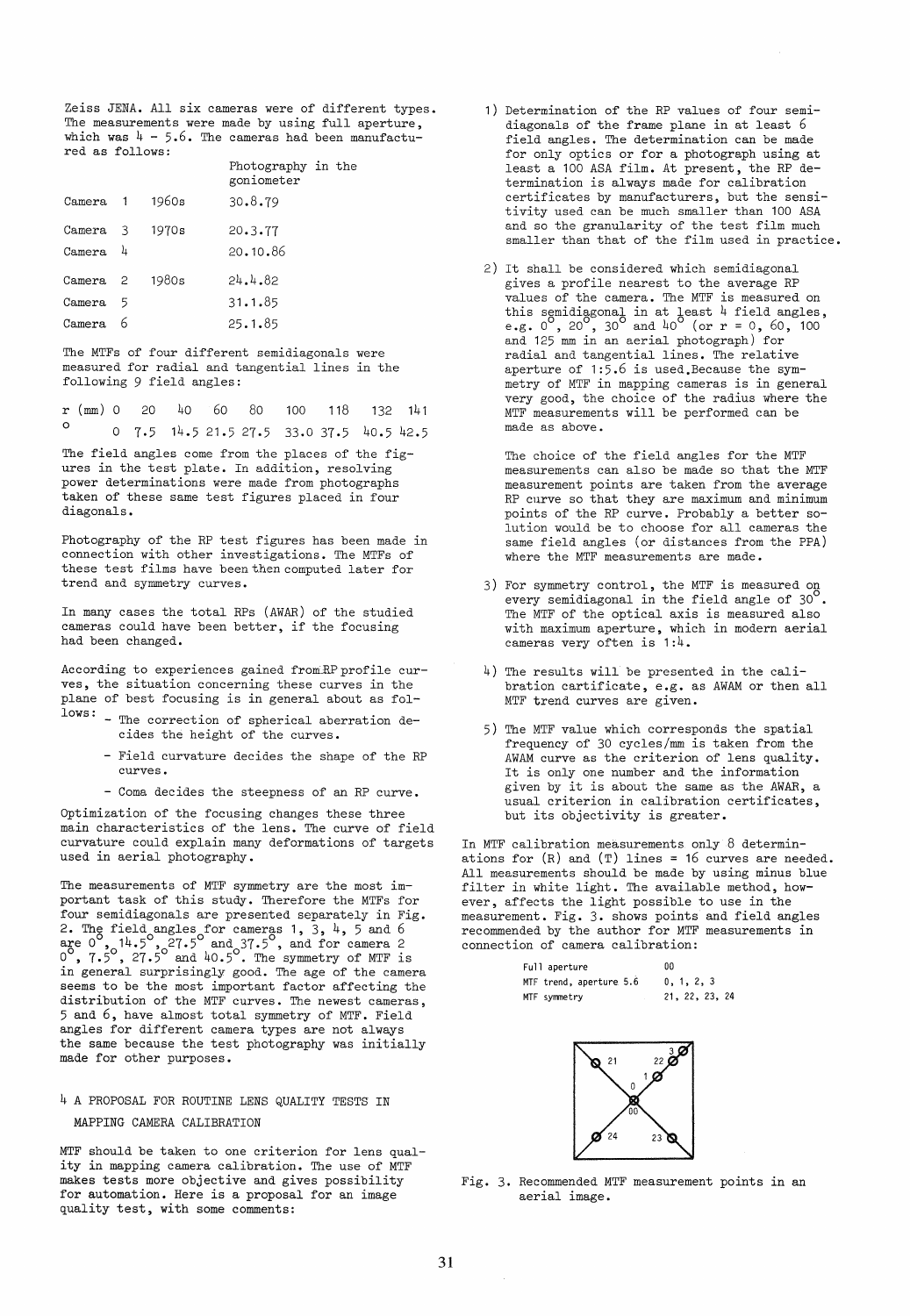Zeiss JENA. All six cameras were of different types. The measurements were made by using full aperture, which was 4 - 5.6. The cameras had been manufactured as follows:

| | | Photography in the goniometer |
|---|---|---|
| Camera 1 | 1960s | 30.8.79 |
| Camera 3 | 1970s | 20.3.77 |
| Camera 4 | | 20.10.86 |
| Camera 2 | 1980s | 24.4.82 |
| Camera 5 | | 31.1.85 |
| Camera 6 | | 25.1.85 |

The MTFs of four different semidiagonals were measured for radial and tangential lines in the following 9 field angles:

| r (mm) | 0 | 20 | 40 | 60 | 80 | 100 | 118 | 132 | 141 |
|---|---|---|---|---|---|---|---|---|---|
| ° | 0 | 7.5 | 14.5 | 21.5 | 27.5 | 33.0 | 37.5 | 40.5 | 42.5 |

The field angles come from the places of the figures in the test plate. In addition, resolving power determinations were made from photographs taken of these same test figures placed in four diagonals.

Photography of the RP test figures has been made in connection with other investigations. The MTFs of these test films have been then computed later for trend and symmetry curves.

In many cases the total RPs (AWAR) of the studied cameras could have been better, if the focusing had been changed.

According to experiences gained from RP profile curves, the situation concerning these curves in the plane of best focusing is in general about as follows:

- The correction of spherical aberration decides the height of the curves.
- Field curvature decides the shape of the RP curves.
- Coma decides the steepness of an RP curve.

Optimization of the focusing changes these three main characteristics of the lens. The curve of field curvature could explain many deformations of targets used in aerial photography.

The measurements of MTF symmetry are the most important task of this study. Therefore the MTFs for four semidiagonals are presented separately in Fig. 2. The field angles for cameras 1, 3, 4, 5 and 6 are 0°, 14.5°, 27.5° and 37.5°, and for camera 2 0°, 7.5°, 27.5° and 40.5°. The symmetry of MTF is in general surprisingly good. The age of the camera seems to be the most important factor affecting the distribution of the MTF curves. The newest cameras, 5 and 6, have almost total symmetry of MTF. Field angles for different camera types are not always the same because the test photography was initially made for other purposes.

## 4 A PROPOSAL FOR ROUTINE LENS QUALITY TESTS IN MAPPING CAMERA CALIBRATION

MTF should be taken to one criterion for lens quality in mapping camera calibration. The use of MTF makes tests more objective and gives possibility for automation. Here is a proposal for an image quality test, with some comments:

1) Determination of the RP values of four semidiagonals of the frame plane in at least 6 field angles. The determination can be made for only optics or for a photograph using at least a 100 ASA film. At present, the RP determination is always made for calibration certificates by manufacturers, but the sensitivity used can be much smaller than 100 ASA and so the granularity of the test film much smaller than that of the film used in practice.

2) It shall be considered which semidiagonal gives a profile nearest to the average RP values of the camera. The MTF is measured on this semidiagonal in at least 4 field angles, e.g. 0°, 20°, 30° and 40° (or r = 0, 60, 100 and 125 mm in an aerial photograph) for radial and tangential lines. The relative aperture of 1:5.6 is used. Because the symmetry of MTF in mapping cameras is in general very good, the choice of the radius where the MTF measurements will be performed can be made as above.

   The choice of the field angles for the MTF measurements can also be made so that the MTF measurement points are taken from the average RP curve so that they are maximum and minimum points of the RP curve. Probably a better solution would be to choose for all cameras the same field angles (or distances from the PPA) where the MTF measurements are made.

3) For symmetry control, the MTF is measured on every semidiagonal in the field angle of 30°. The MTF of the optical axis is measured also with maximum aperture, which in modern aerial cameras very often is 1:4.

4) The results will be presented in the calibration cartificate, e.g. as AWAM or then all MTF trend curves are given.

5) The MTF value which corresponds the spatial frequency of 30 cycles/mm is taken from the AWAM curve as the criterion of lens quality. It is only one number and the information given by it is about the same as the AWAR, a usual criterion in calibration certificates, but its objectivity is greater.

In MTF calibration measurements only 8 determinations for (R) and (T) lines = 16 curves are needed. All measurements should be made by using minus blue filter in white light. The available method, however, affects the light possible to use in the measurement. Fig. 3. shows points and field angles recommended by the author for MTF measurements in connection of camera calibration:

| | |
|---|---|
| Full aperture | 00 |
| MTF trend, aperture 5.6 | 0, 1, 2, 3 |
| MTF symmetry | 21, 22, 23, 24 |

Fig. 3. Recommended MTF measurement points in an aerial image.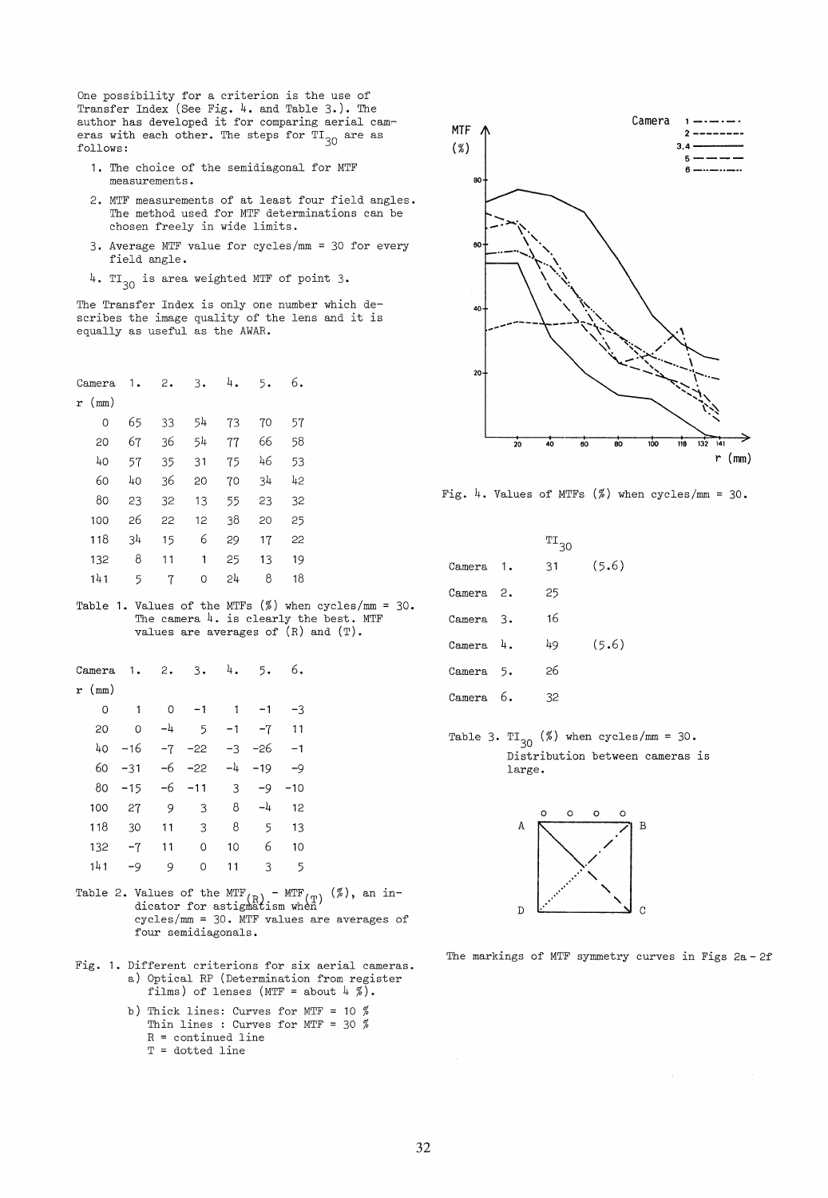One possibility for a criterion is the use of Transfer Index (See Fig. 4. and Table 3.). The author has developed it for comparing aerial cameras with each other. The steps for $TI_{30}$ are as follows:

1. The choice of the semidiagonal for MTF measurements.
2. MTF measurements of at least four field angles. The method used for MTF determinations can be chosen freely in wide limits.
3. Average MTF value for cycles/mm = 30 for every field angle.
4. $TI_{30}$ is area weighted MTF of point 3.

The Transfer Index is only one number which describes the image quality of the lens and it is equally as useful as the AWAR.

| Camera r (mm) | 1. | 2. | 3. | 4. | 5. | 6. |
|---|---|---|---|---|---|---|
| 0 | 65 | 33 | 54 | 73 | 70 | 57 |
| 20 | 67 | 36 | 54 | 77 | 66 | 58 |
| 40 | 57 | 35 | 31 | 75 | 46 | 53 |
| 60 | 40 | 36 | 20 | 70 | 34 | 42 |
| 80 | 23 | 32 | 13 | 55 | 23 | 32 |
| 100 | 26 | 22 | 12 | 38 | 20 | 25 |
| 118 | 34 | 15 | 6 | 29 | 17 | 22 |
| 132 | 8 | 11 | 1 | 25 | 13 | 19 |
| 141 | 5 | 7 | 0 | 24 | 8 | 18 |

Table 1. Values of the MTFs (%) when cycles/mm = 30. The camera 4. is clearly the best. MTF values are averages of (R) and (T).

| Camera r (mm) | 1. | 2. | 3. | 4. | 5. | 6. |
|---|---|---|---|---|---|---|
| 0 | 1 | 0 | -1 | 1 | -1 | -3 |
| 20 | 0 | -4 | 5 | -1 | -7 | 11 |
| 40 | -16 | -7 | -22 | -3 | -26 | -1 |
| 60 | -31 | -6 | -22 | -4 | -19 | -9 |
| 80 | -15 | -6 | -11 | 3 | -9 | -10 |
| 100 | 27 | 9 | 3 | 8 | -4 | 12 |
| 118 | 30 | 11 | 3 | 8 | 5 | 13 |
| 132 | -7 | 11 | 0 | 10 | 6 | 10 |
| 141 | -9 | 9 | 0 | 11 | 3 | 5 |

Table 2. Values of the $MTF_{(R)} - MTF_{(T)}$ (%), an indicator for astigmatism when cycles/mm = 30. MTF values are averages of four semidiagonals.

Fig. 1. Different criterions for six aerial cameras.
a) Optical RP (Determination from register films) of lenses (MTF = about 4 %).
b) Thick lines: Curves for MTF = 10 %
Thin lines : Curves for MTF = 30 %
R = continued line
T = dotted line

Fig. 4. Values of MTFs (%) when cycles/mm = 30.

| | $TI_{30}$ | |
|---|---|---|
| Camera 1. | 31 | (5.6) |
| Camera 2. | 25 | |
| Camera 3. | 16 | |
| Camera 4. | 49 | (5.6) |
| Camera 5. | 26 | |
| Camera 6. | 32 | |

Table 3. $TI_{30}$ (%) when cycles/mm = 30. Distribution between cameras is large.

The markings of MTF symmetry curves in Figs 2a - 2f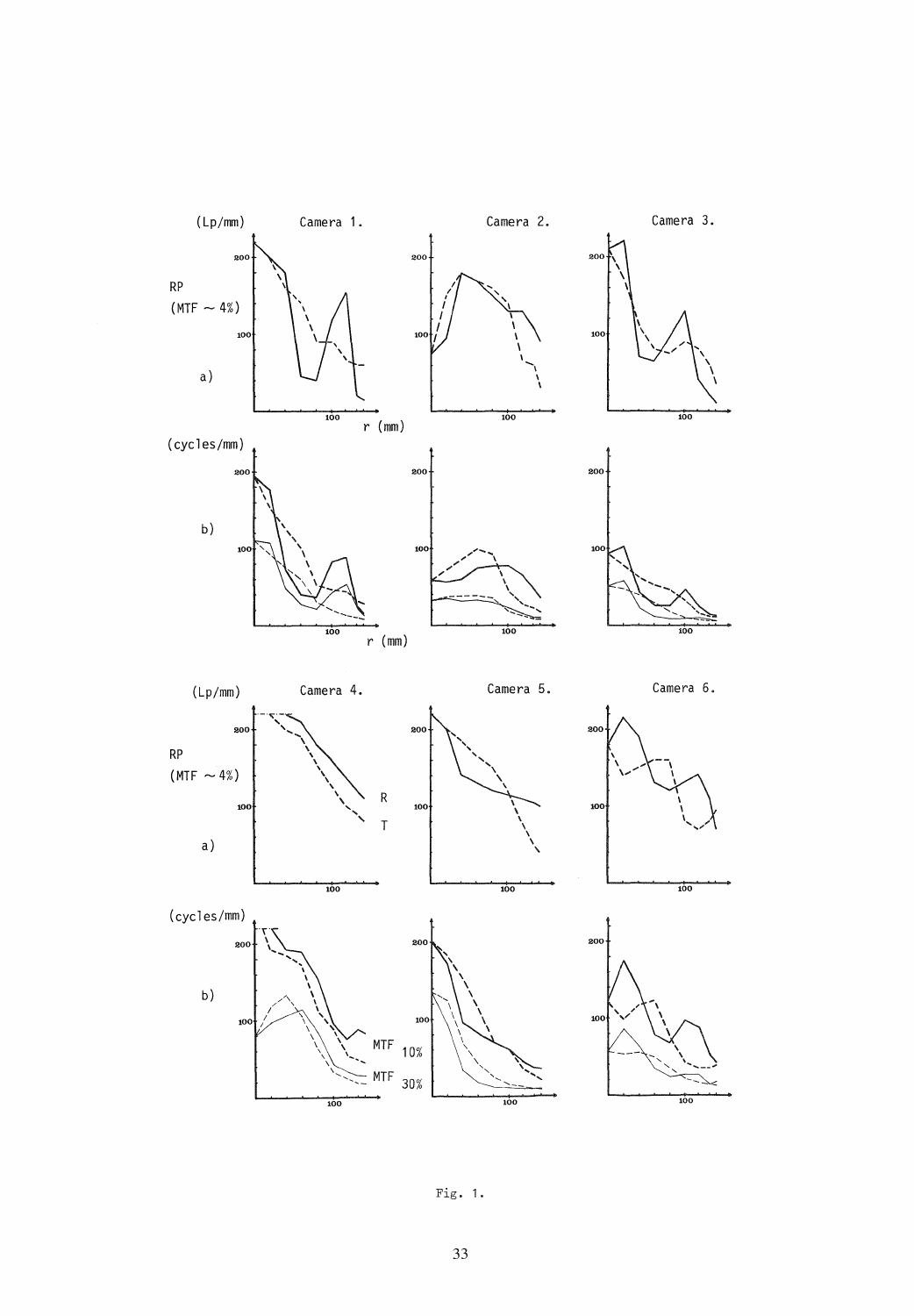Fig. 1.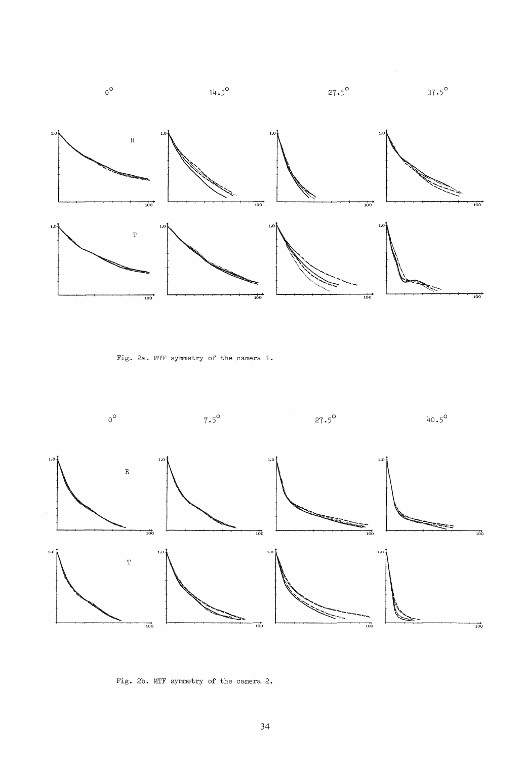Fig. 2a. MTF symmetry of the camera 1.

Fig. 2b. MTF symmetry of the camera 2.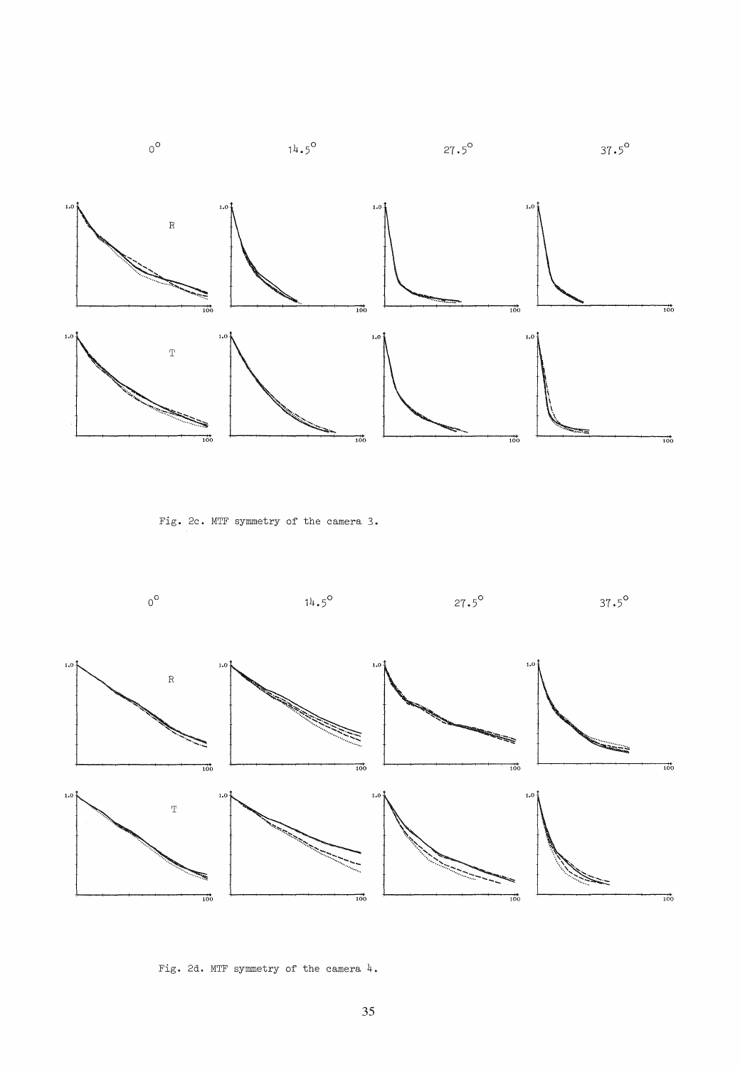Fig. 2c. MTF symmetry of the camera 3.

Fig. 2d. MTF symmetry of the camera 4.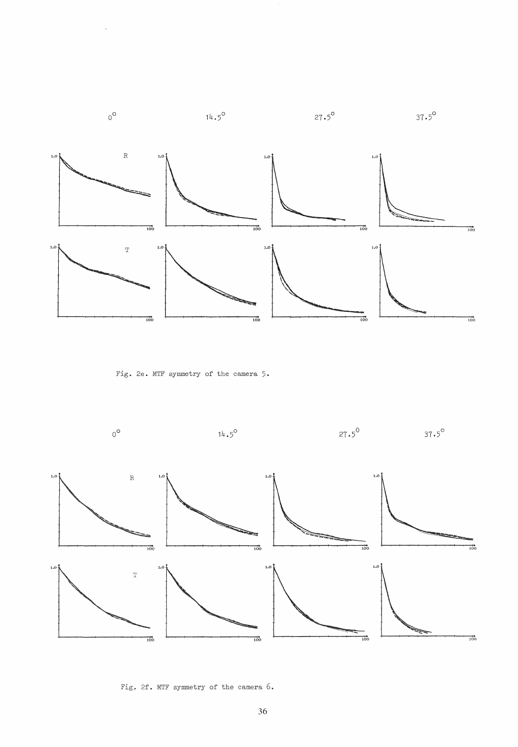$0^{\circ}$ $14.5^{\circ}$ $27.5^{\circ}$ $37.5^{\circ}$

Fig. 2e. MTF symmetry of the camera 5.

$0^{\circ}$ $14.5^{\circ}$ $27.5^{\circ}$ $37.5^{\circ}$

Fig. 2f. MTF symmetry of the camera 6.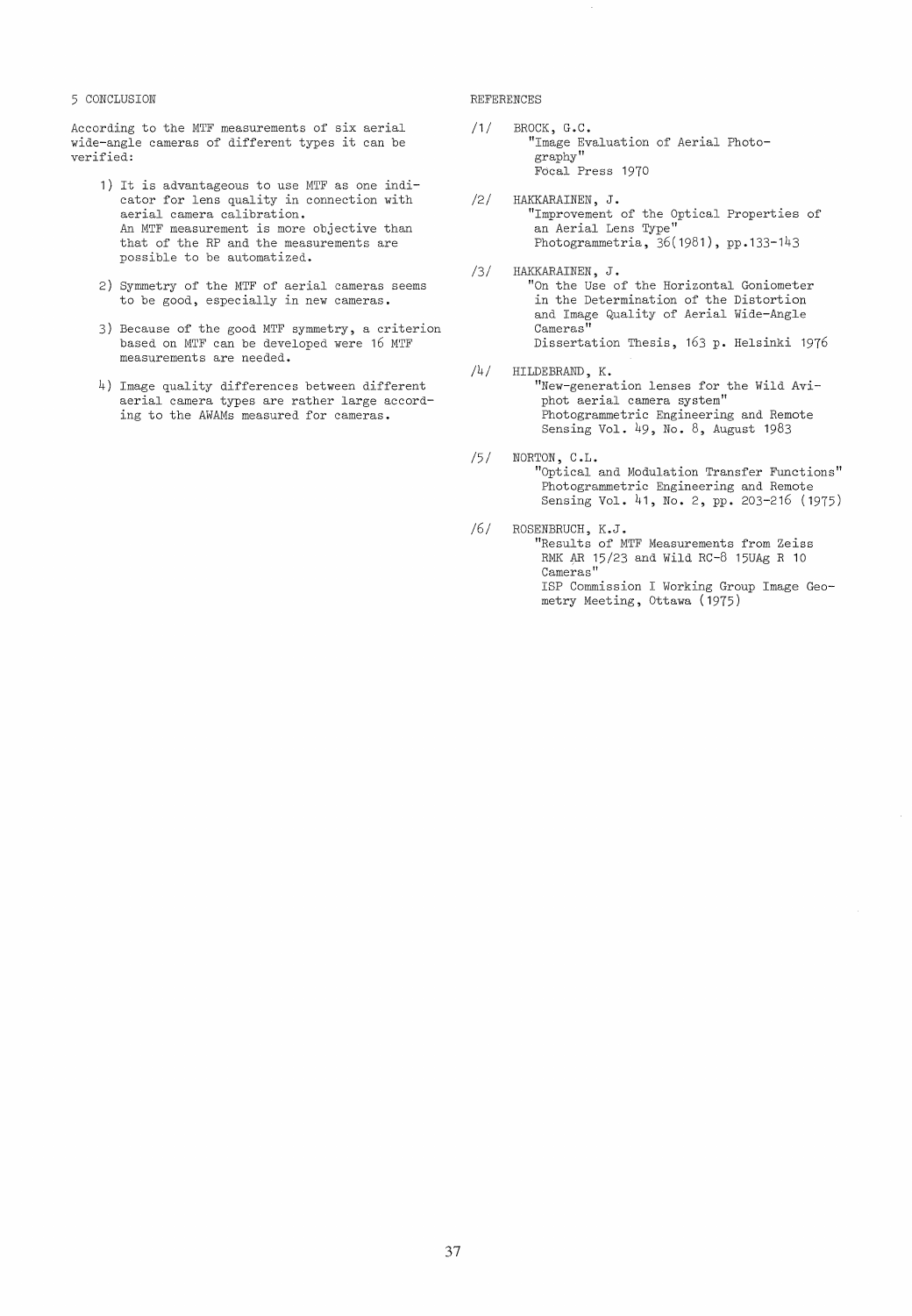## 5 CONCLUSION

According to the MTF measurements of six aerial wide-angle cameras of different types it can be verified:

1) It is advantageous to use MTF as one indicator for lens quality in connection with aerial camera calibration. An MTF measurement is more objective than that of the RP and the measurements are possible to be automatized.

2) Symmetry of the MTF of aerial cameras seems to be good, especially in new cameras.

3) Because of the good MTF symmetry, a criterion based on MTF can be developed were 16 MTF measurements are needed.

4) Image quality differences between different aerial camera types are rather large according to the AWAMs measured for cameras.

## REFERENCES

/1/ BROCK, G.C.
"Image Evaluation of Aerial Photography"
Focal Press 1970

/2/ HAKKARAINEN, J.
"Improvement of the Optical Properties of an Aerial Lens Type"
Photogrammetria, 36(1981), pp.133-143

/3/ HAKKARAINEN, J.
"On the Use of the Horizontal Goniometer in the Determination of the Distortion and Image Quality of Aerial Wide-Angle Cameras"
Dissertation Thesis, 163 p. Helsinki 1976

/4/ HILDEBRAND, K.
"New-generation lenses for the Wild Aviphot aerial camera system"
Photogrammetric Engineering and Remote Sensing Vol. 49, No. 8, August 1983

/5/ NORTON, C.L.
"Optical and Modulation Transfer Functions"
Photogrammetric Engineering and Remote Sensing Vol. 41, No. 2, pp. 203-216 (1975)

/6/ ROSENBRUCH, K.J.
"Results of MTF Measurements from Zeiss RMK AR 15/23 and Wild RC-8 15UAg R 10 Cameras"
ISP Commission I Working Group Image Geometry Meeting, Ottawa (1975)